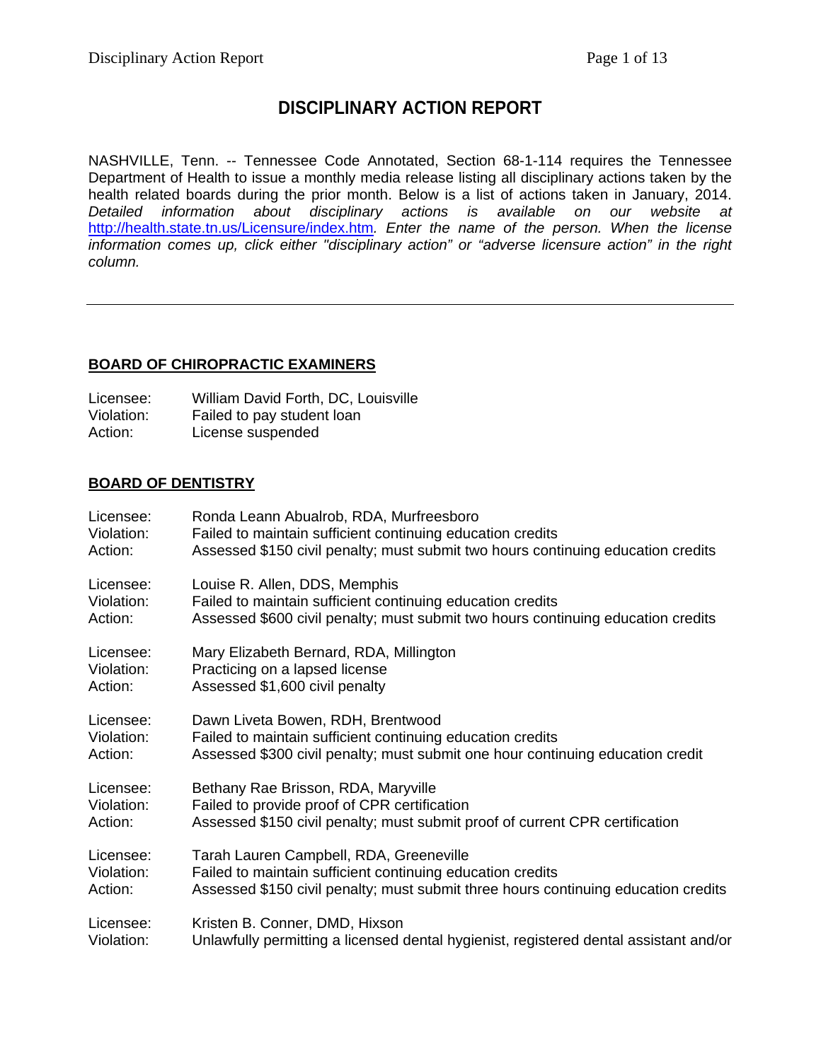# DISCIPLINARY ACTION REPORT

NASHVILLE, Tenn. -- Tennessee Code Annotated, Section 68-1-114 requires the Tennessee Department of Health to issue a monthly media release listing all disciplinary actions taken by the health related boards during the prior month. Below is a list of actions taken in January, 2014. *Detailed information about disciplinary actions is available on our website at* [http://health.state.tn.us/Licensure/index.htm](http://health.state.tn.us/Licensure/index.htm)*. Enter the name of the person. When the license information comes up, click either "disciplinary action" or "adverse licensure action" in the right column.*

---

## BOARD OF CHIROPRACTIC EXAMINERS

Licensee: William David Forth, DC, Louisville
Violation: Failed to pay student loan
Action: License suspended

## BOARD OF DENTISTRY

Licensee: Ronda Leann Abualrob, RDA, Murfreesboro
Violation: Failed to maintain sufficient continuing education credits
Action: Assessed $150 civil penalty; must submit two hours continuing education credits

Licensee: Louise R. Allen, DDS, Memphis
Violation: Failed to maintain sufficient continuing education credits
Action: Assessed $600 civil penalty; must submit two hours continuing education credits

Licensee: Mary Elizabeth Bernard, RDA, Millington
Violation: Practicing on a lapsed license
Action: Assessed $1,600 civil penalty

Licensee: Dawn Liveta Bowen, RDH, Brentwood
Violation: Failed to maintain sufficient continuing education credits
Action: Assessed $300 civil penalty; must submit one hour continuing education credit

Licensee: Bethany Rae Brisson, RDA, Maryville
Violation: Failed to provide proof of CPR certification
Action: Assessed $150 civil penalty; must submit proof of current CPR certification

Licensee: Tarah Lauren Campbell, RDA, Greeneville
Violation: Failed to maintain sufficient continuing education credits
Action: Assessed $150 civil penalty; must submit three hours continuing education credits

Licensee: Kristen B. Conner, DMD, Hixson
Violation: Unlawfully permitting a licensed dental hygienist, registered dental assistant and/or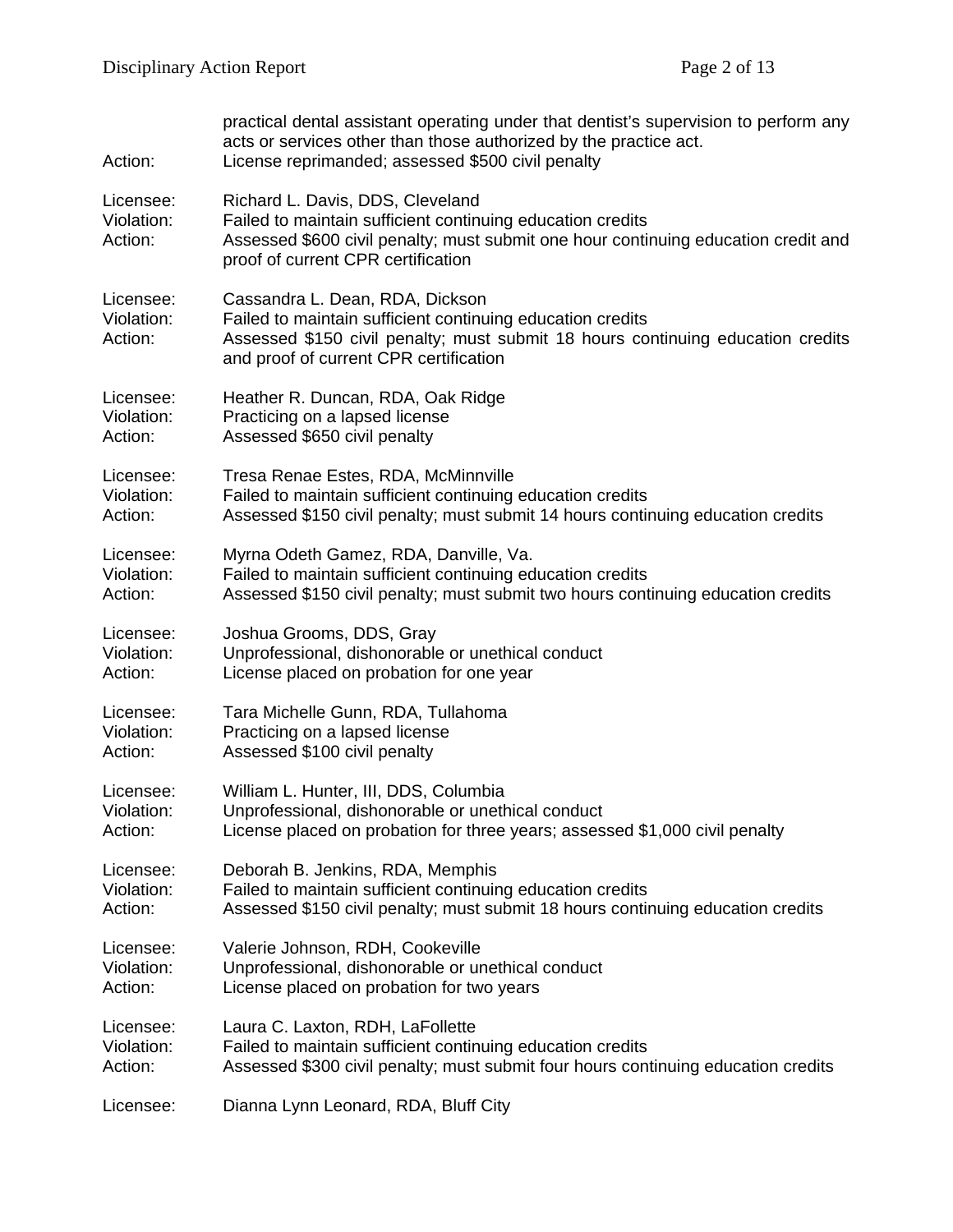practical dental assistant operating under that dentist's supervision to perform any acts or services other than those authorized by the practice act.

Action: License reprimanded; assessed $500 civil penalty

Licensee: Richard L. Davis, DDS, Cleveland
Violation: Failed to maintain sufficient continuing education credits
Action: Assessed $600 civil penalty; must submit one hour continuing education credit and proof of current CPR certification

Licensee: Cassandra L. Dean, RDA, Dickson
Violation: Failed to maintain sufficient continuing education credits
Action: Assessed $150 civil penalty; must submit 18 hours continuing education credits and proof of current CPR certification

Licensee: Heather R. Duncan, RDA, Oak Ridge
Violation: Practicing on a lapsed license
Action: Assessed $650 civil penalty

Licensee: Tresa Renae Estes, RDA, McMinnville
Violation: Failed to maintain sufficient continuing education credits
Action: Assessed $150 civil penalty; must submit 14 hours continuing education credits

Licensee: Myrna Odeth Gamez, RDA, Danville, Va.
Violation: Failed to maintain sufficient continuing education credits
Action: Assessed $150 civil penalty; must submit two hours continuing education credits

Licensee: Joshua Grooms, DDS, Gray
Violation: Unprofessional, dishonorable or unethical conduct
Action: License placed on probation for one year

Licensee: Tara Michelle Gunn, RDA, Tullahoma
Violation: Practicing on a lapsed license
Action: Assessed $100 civil penalty

Licensee: William L. Hunter, III, DDS, Columbia
Violation: Unprofessional, dishonorable or unethical conduct
Action: License placed on probation for three years; assessed $1,000 civil penalty

Licensee: Deborah B. Jenkins, RDA, Memphis
Violation: Failed to maintain sufficient continuing education credits
Action: Assessed $150 civil penalty; must submit 18 hours continuing education credits

Licensee: Valerie Johnson, RDH, Cookeville
Violation: Unprofessional, dishonorable or unethical conduct
Action: License placed on probation for two years

Licensee: Laura C. Laxton, RDH, LaFollette
Violation: Failed to maintain sufficient continuing education credits
Action: Assessed $300 civil penalty; must submit four hours continuing education credits

Licensee: Dianna Lynn Leonard, RDA, Bluff City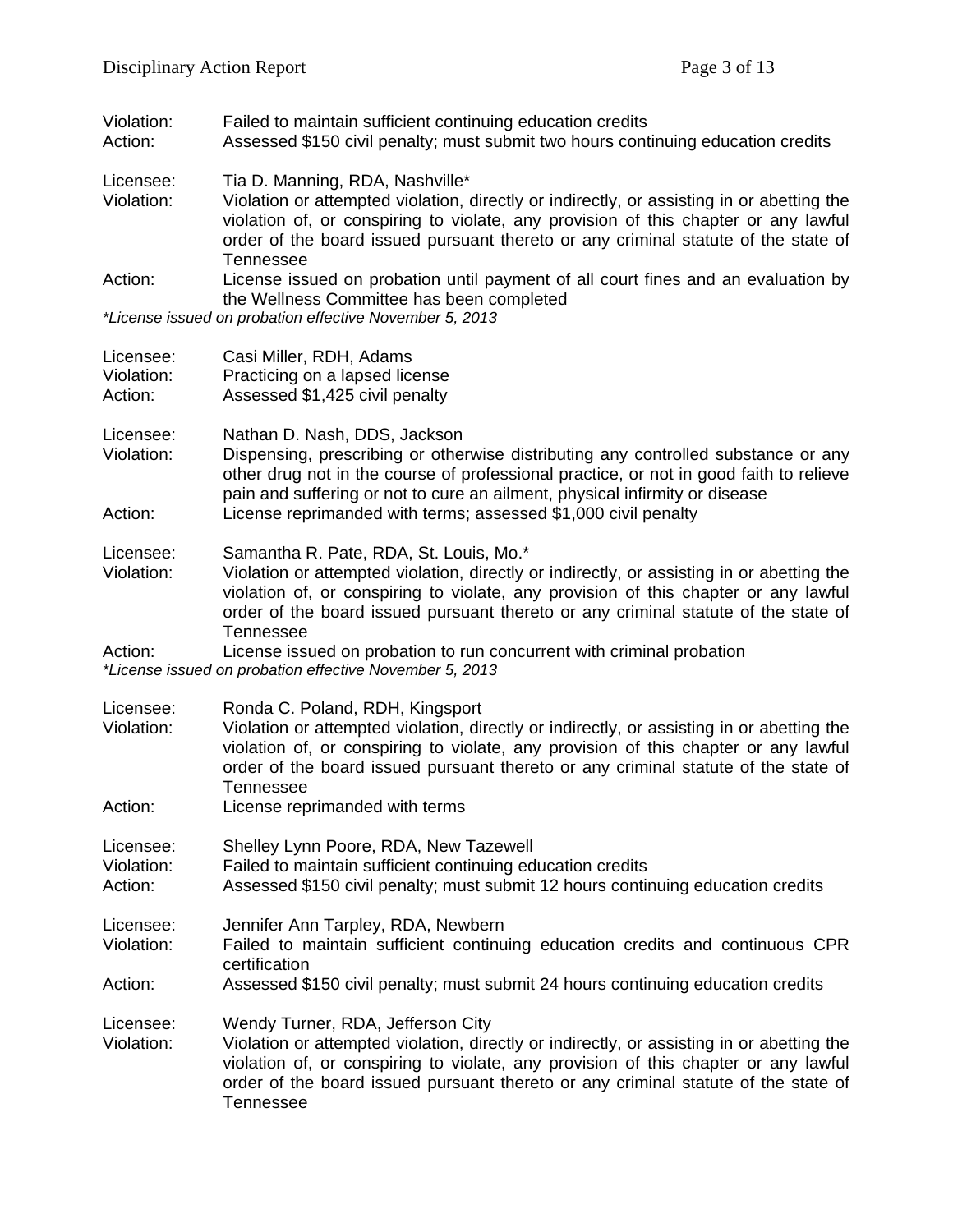Violation: Failed to maintain sufficient continuing education credits
Action: Assessed $150 civil penalty; must submit two hours continuing education credits

Licensee: Tia D. Manning, RDA, Nashville*
Violation: Violation or attempted violation, directly or indirectly, or assisting in or abetting the violation of, or conspiring to violate, any provision of this chapter or any lawful order of the board issued pursuant thereto or any criminal statute of the state of Tennessee
Action: License issued on probation until payment of all court fines and an evaluation by the Wellness Committee has been completed
*\*License issued on probation effective November 5, 2013*

Licensee: Casi Miller, RDH, Adams
Violation: Practicing on a lapsed license
Action: Assessed $1,425 civil penalty

Licensee: Nathan D. Nash, DDS, Jackson
Violation: Dispensing, prescribing or otherwise distributing any controlled substance or any other drug not in the course of professional practice, or not in good faith to relieve pain and suffering or not to cure an ailment, physical infirmity or disease
Action: License reprimanded with terms; assessed $1,000 civil penalty

Licensee: Samantha R. Pate, RDA, St. Louis, Mo.*
Violation: Violation or attempted violation, directly or indirectly, or assisting in or abetting the violation of, or conspiring to violate, any provision of this chapter or any lawful order of the board issued pursuant thereto or any criminal statute of the state of Tennessee
Action: License issued on probation to run concurrent with criminal probation
*\*License issued on probation effective November 5, 2013*

Licensee: Ronda C. Poland, RDH, Kingsport
Violation: Violation or attempted violation, directly or indirectly, or assisting in or abetting the violation of, or conspiring to violate, any provision of this chapter or any lawful order of the board issued pursuant thereto or any criminal statute of the state of Tennessee
Action: License reprimanded with terms

Licensee: Shelley Lynn Poore, RDA, New Tazewell
Violation: Failed to maintain sufficient continuing education credits
Action: Assessed $150 civil penalty; must submit 12 hours continuing education credits

Licensee: Jennifer Ann Tarpley, RDA, Newbern
Violation: Failed to maintain sufficient continuing education credits and continuous CPR certification
Action: Assessed $150 civil penalty; must submit 24 hours continuing education credits

Licensee: Wendy Turner, RDA, Jefferson City
Violation: Violation or attempted violation, directly or indirectly, or assisting in or abetting the violation of, or conspiring to violate, any provision of this chapter or any lawful order of the board issued pursuant thereto or any criminal statute of the state of Tennessee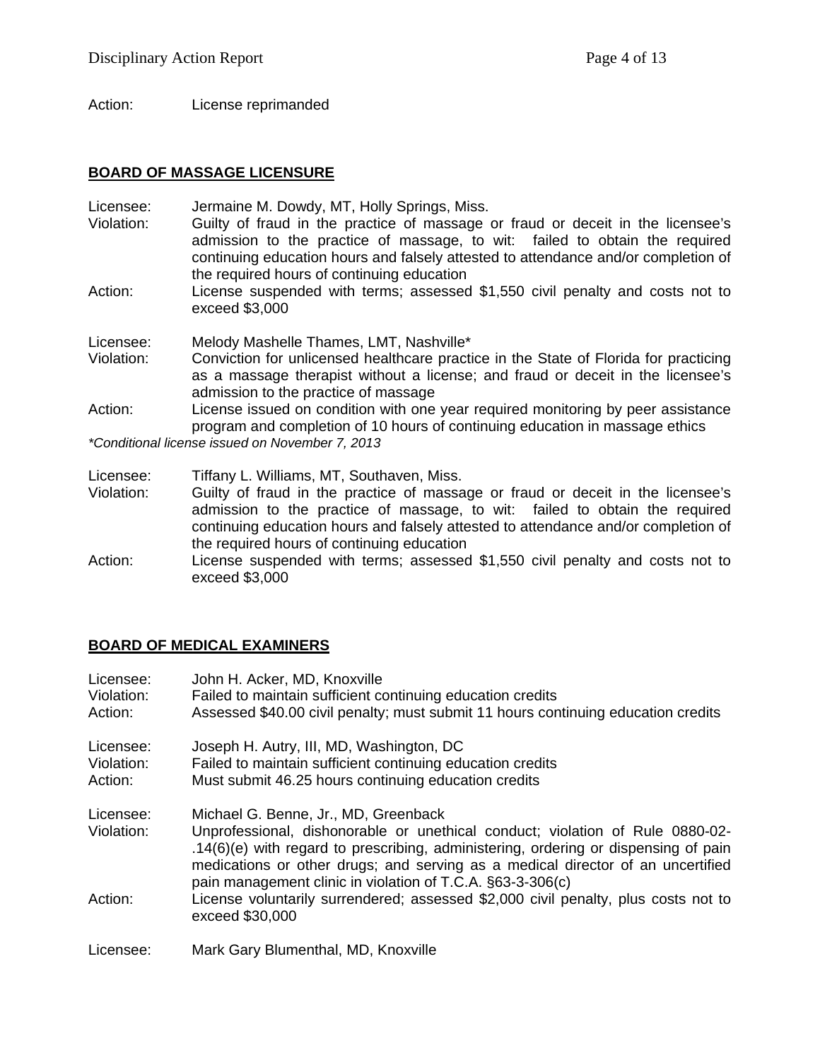Action: License reprimanded

## BOARD OF MASSAGE LICENSURE

Licensee: Jermaine M. Dowdy, MT, Holly Springs, Miss.
Violation: Guilty of fraud in the practice of massage or fraud or deceit in the licensee's admission to the practice of massage, to wit: failed to obtain the required continuing education hours and falsely attested to attendance and/or completion of the required hours of continuing education
Action: License suspended with terms; assessed $1,550 civil penalty and costs not to exceed $3,000

Licensee: Melody Mashelle Thames, LMT, Nashville*
Violation: Conviction for unlicensed healthcare practice in the State of Florida for practicing as a massage therapist without a license; and fraud or deceit in the licensee's admission to the practice of massage
Action: License issued on condition with one year required monitoring by peer assistance program and completion of 10 hours of continuing education in massage ethics

*\*Conditional license issued on November 7, 2013*

Licensee: Tiffany L. Williams, MT, Southaven, Miss.
Violation: Guilty of fraud in the practice of massage or fraud or deceit in the licensee's admission to the practice of massage, to wit: failed to obtain the required continuing education hours and falsely attested to attendance and/or completion of the required hours of continuing education
Action: License suspended with terms; assessed $1,550 civil penalty and costs not to exceed $3,000

## BOARD OF MEDICAL EXAMINERS

Licensee: John H. Acker, MD, Knoxville
Violation: Failed to maintain sufficient continuing education credits
Action: Assessed $40.00 civil penalty; must submit 11 hours continuing education credits

Licensee: Joseph H. Autry, III, MD, Washington, DC
Violation: Failed to maintain sufficient continuing education credits
Action: Must submit 46.25 hours continuing education credits

Licensee: Michael G. Benne, Jr., MD, Greenback
Violation: Unprofessional, dishonorable or unethical conduct; violation of Rule 0880-02-.14(6)(e) with regard to prescribing, administering, ordering or dispensing of pain medications or other drugs; and serving as a medical director of an uncertified pain management clinic in violation of T.C.A. §63-3-306(c)
Action: License voluntarily surrendered; assessed $2,000 civil penalty, plus costs not to exceed $30,000

Licensee: Mark Gary Blumenthal, MD, Knoxville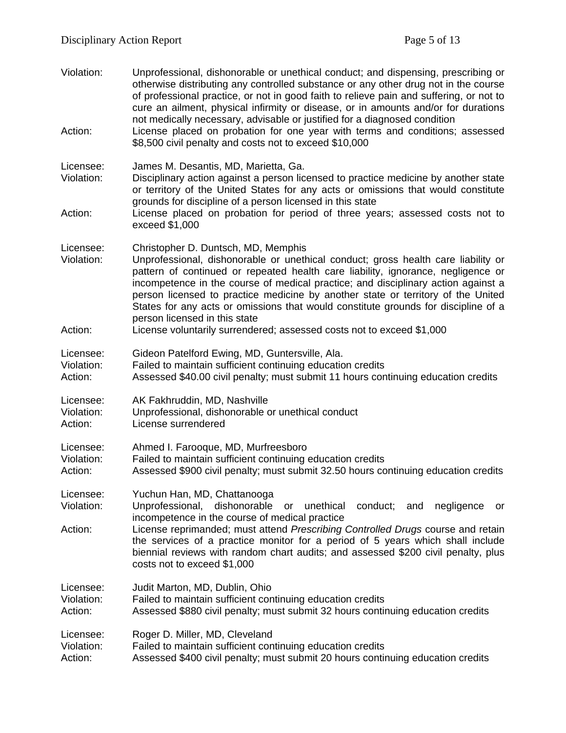Violation: Unprofessional, dishonorable or unethical conduct; and dispensing, prescribing or otherwise distributing any controlled substance or any other drug not in the course of professional practice, or not in good faith to relieve pain and suffering, or not to cure an ailment, physical infirmity or disease, or in amounts and/or for durations not medically necessary, advisable or justified for a diagnosed condition
Action: License placed on probation for one year with terms and conditions; assessed $8,500 civil penalty and costs not to exceed $10,000

Licensee: James M. Desantis, MD, Marietta, Ga.
Violation: Disciplinary action against a person licensed to practice medicine by another state or territory of the United States for any acts or omissions that would constitute grounds for discipline of a person licensed in this state
Action: License placed on probation for period of three years; assessed costs not to exceed $1,000

Licensee: Christopher D. Duntsch, MD, Memphis
Violation: Unprofessional, dishonorable or unethical conduct; gross health care liability or pattern of continued or repeated health care liability, ignorance, negligence or incompetence in the course of medical practice; and disciplinary action against a person licensed to practice medicine by another state or territory of the United States for any acts or omissions that would constitute grounds for discipline of a person licensed in this state
Action: License voluntarily surrendered; assessed costs not to exceed $1,000

Licensee: Gideon Patelford Ewing, MD, Guntersville, Ala.
Violation: Failed to maintain sufficient continuing education credits
Action: Assessed $40.00 civil penalty; must submit 11 hours continuing education credits

Licensee: AK Fakhruddin, MD, Nashville
Violation: Unprofessional, dishonorable or unethical conduct
Action: License surrendered

Licensee: Ahmed I. Farooque, MD, Murfreesboro
Violation: Failed to maintain sufficient continuing education credits
Action: Assessed $900 civil penalty; must submit 32.50 hours continuing education credits

Licensee: Yuchun Han, MD, Chattanooga
Violation: Unprofessional, dishonorable or unethical conduct; and negligence or incompetence in the course of medical practice
Action: License reprimanded; must attend *Prescribing Controlled Drugs* course and retain the services of a practice monitor for a period of 5 years which shall include biennial reviews with random chart audits; and assessed $200 civil penalty, plus costs not to exceed $1,000

Licensee: Judit Marton, MD, Dublin, Ohio
Violation: Failed to maintain sufficient continuing education credits
Action: Assessed $880 civil penalty; must submit 32 hours continuing education credits

Licensee: Roger D. Miller, MD, Cleveland
Violation: Failed to maintain sufficient continuing education credits
Action: Assessed $400 civil penalty; must submit 20 hours continuing education credits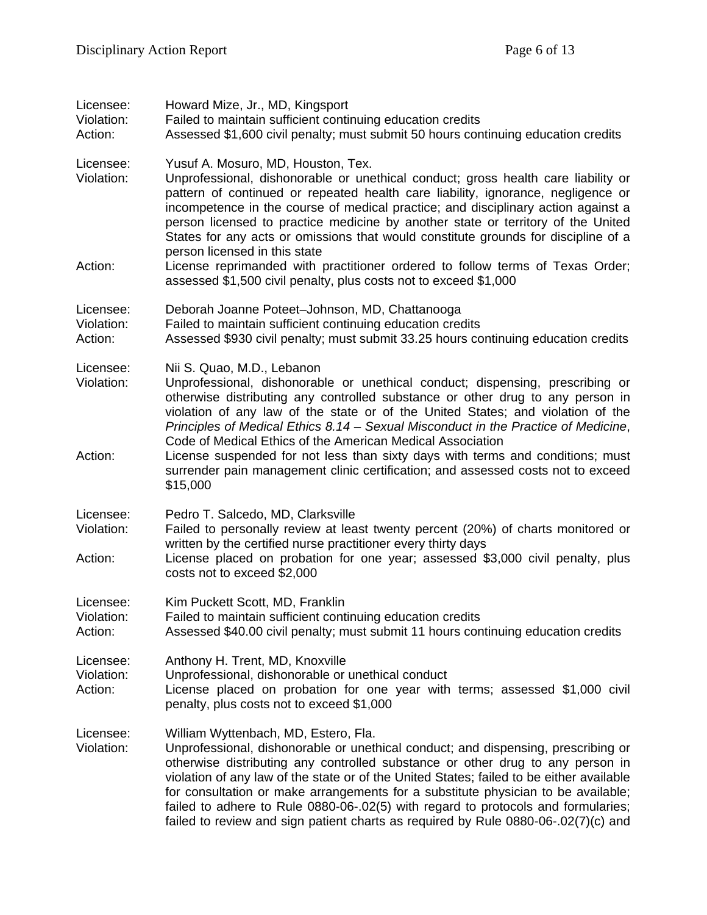Licensee: Howard Mize, Jr., MD, Kingsport
Violation: Failed to maintain sufficient continuing education credits
Action: Assessed $1,600 civil penalty; must submit 50 hours continuing education credits

Licensee: Yusuf A. Mosuro, MD, Houston, Tex.
Violation: Unprofessional, dishonorable or unethical conduct; gross health care liability or pattern of continued or repeated health care liability, ignorance, negligence or incompetence in the course of medical practice; and disciplinary action against a person licensed to practice medicine by another state or territory of the United States for any acts or omissions that would constitute grounds for discipline of a person licensed in this state
Action: License reprimanded with practitioner ordered to follow terms of Texas Order; assessed $1,500 civil penalty, plus costs not to exceed $1,000

Licensee: Deborah Joanne Poteet–Johnson, MD, Chattanooga
Violation: Failed to maintain sufficient continuing education credits
Action: Assessed $930 civil penalty; must submit 33.25 hours continuing education credits

Licensee: Nii S. Quao, M.D., Lebanon
Violation: Unprofessional, dishonorable or unethical conduct; dispensing, prescribing or otherwise distributing any controlled substance or other drug to any person in violation of any law of the state or of the United States; and violation of the *Principles of Medical Ethics 8.14 – Sexual Misconduct in the Practice of Medicine*, Code of Medical Ethics of the American Medical Association
Action: License suspended for not less than sixty days with terms and conditions; must surrender pain management clinic certification; and assessed costs not to exceed $15,000

Licensee: Pedro T. Salcedo, MD, Clarksville
Violation: Failed to personally review at least twenty percent (20%) of charts monitored or written by the certified nurse practitioner every thirty days
Action: License placed on probation for one year; assessed $3,000 civil penalty, plus costs not to exceed $2,000

Licensee: Kim Puckett Scott, MD, Franklin
Violation: Failed to maintain sufficient continuing education credits
Action: Assessed $40.00 civil penalty; must submit 11 hours continuing education credits

Licensee: Anthony H. Trent, MD, Knoxville
Violation: Unprofessional, dishonorable or unethical conduct
Action: License placed on probation for one year with terms; assessed $1,000 civil penalty, plus costs not to exceed $1,000

Licensee: William Wyttenbach, MD, Estero, Fla.
Violation: Unprofessional, dishonorable or unethical conduct; and dispensing, prescribing or otherwise distributing any controlled substance or other drug to any person in violation of any law of the state or of the United States; failed to be either available for consultation or make arrangements for a substitute physician to be available; failed to adhere to Rule 0880-06-.02(5) with regard to protocols and formularies; failed to review and sign patient charts as required by Rule 0880-06-.02(7)(c) and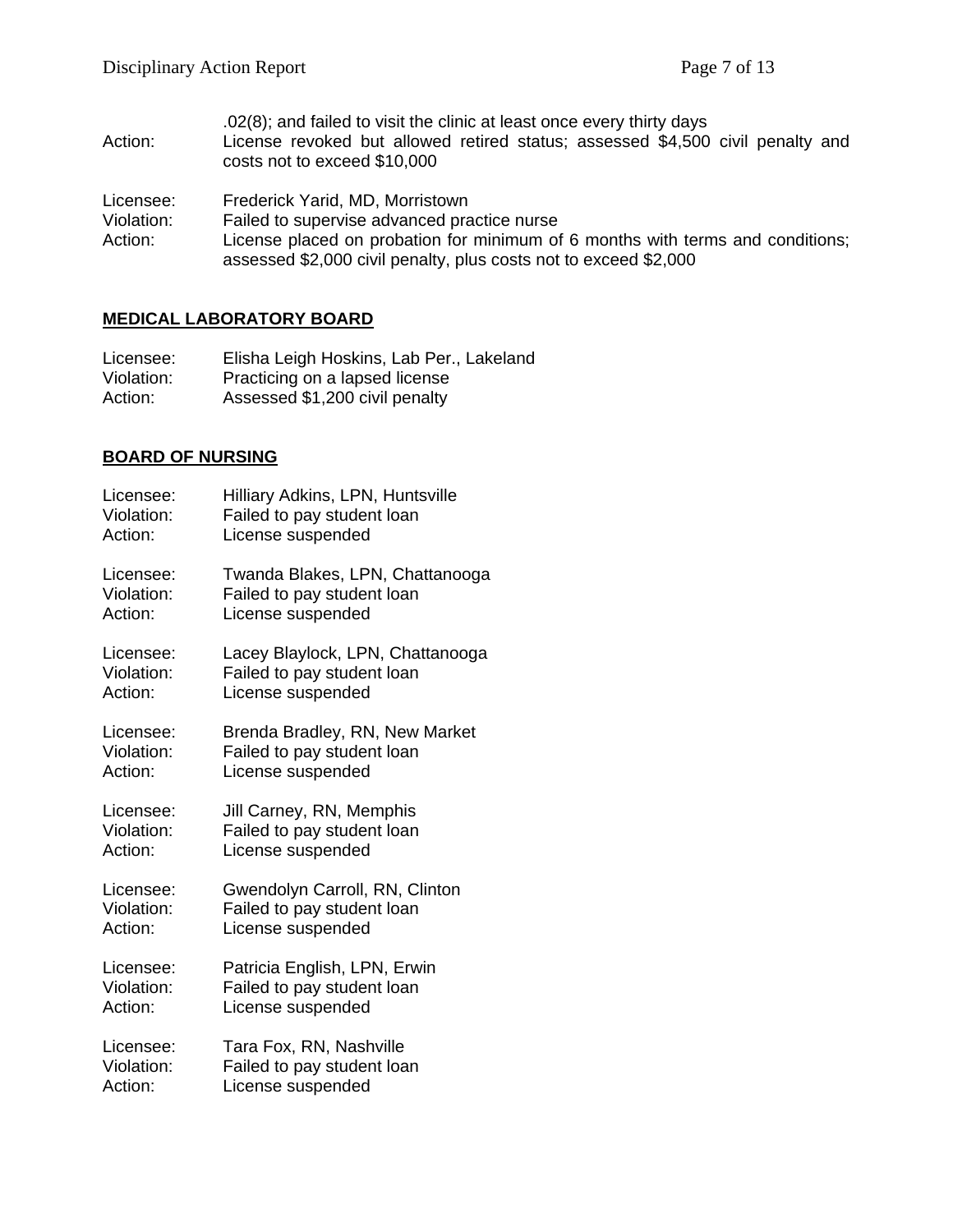.02(8); and failed to visit the clinic at least once every thirty days
Action: License revoked but allowed retired status; assessed $4,500 civil penalty and costs not to exceed $10,000

Licensee: Frederick Yarid, MD, Morristown
Violation: Failed to supervise advanced practice nurse
Action: License placed on probation for minimum of 6 months with terms and conditions; assessed $2,000 civil penalty, plus costs not to exceed $2,000

## MEDICAL LABORATORY BOARD

Licensee: Elisha Leigh Hoskins, Lab Per., Lakeland
Violation: Practicing on a lapsed license
Action: Assessed $1,200 civil penalty

## BOARD OF NURSING

Licensee: Hilliary Adkins, LPN, Huntsville
Violation: Failed to pay student loan
Action: License suspended

Licensee: Twanda Blakes, LPN, Chattanooga
Violation: Failed to pay student loan
Action: License suspended

Licensee: Lacey Blaylock, LPN, Chattanooga
Violation: Failed to pay student loan
Action: License suspended

Licensee: Brenda Bradley, RN, New Market
Violation: Failed to pay student loan
Action: License suspended

Licensee: Jill Carney, RN, Memphis
Violation: Failed to pay student loan
Action: License suspended

Licensee: Gwendolyn Carroll, RN, Clinton
Violation: Failed to pay student loan
Action: License suspended

Licensee: Patricia English, LPN, Erwin
Violation: Failed to pay student loan
Action: License suspended

Licensee: Tara Fox, RN, Nashville
Violation: Failed to pay student loan
Action: License suspended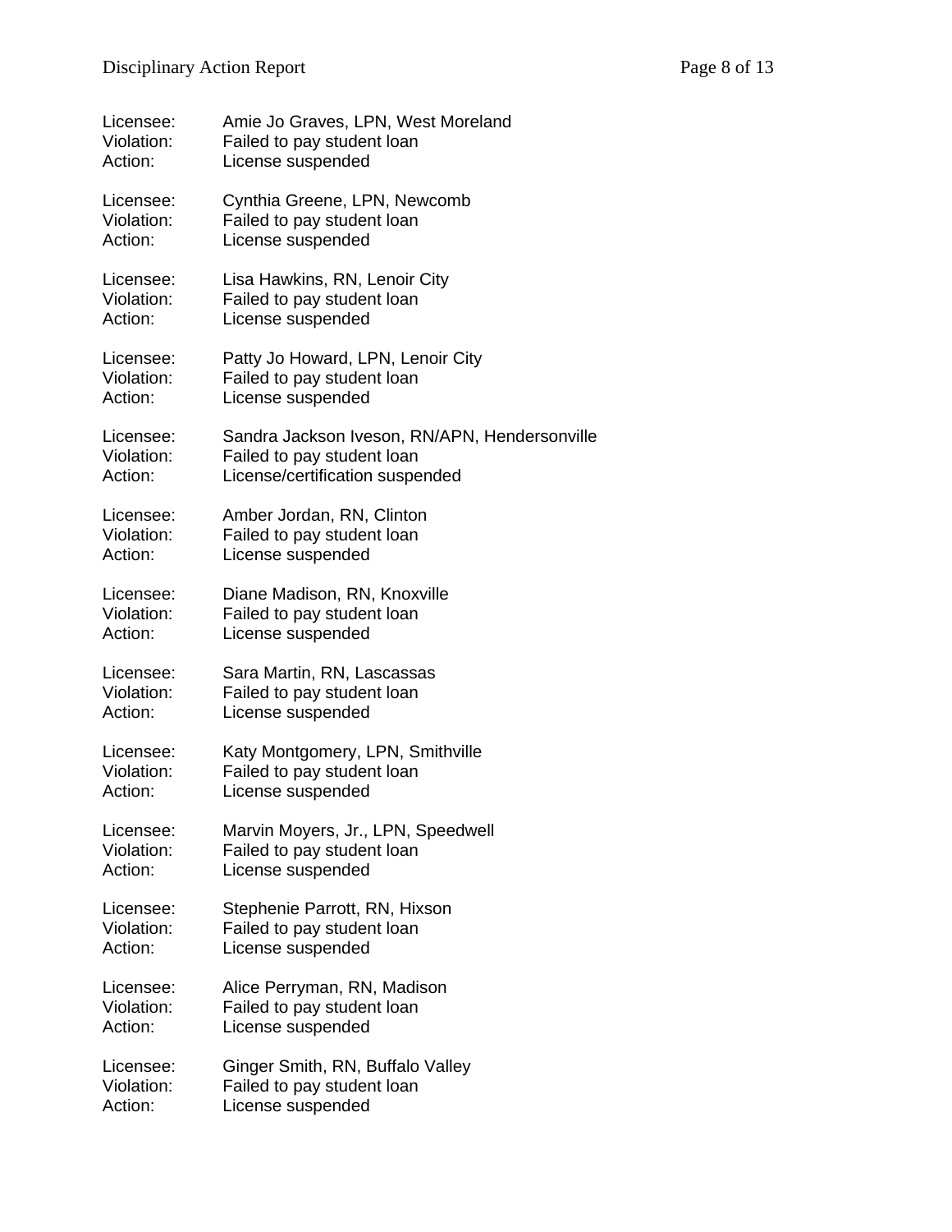Licensee: Amie Jo Graves, LPN, West Moreland
Violation: Failed to pay student loan
Action: License suspended

Licensee: Cynthia Greene, LPN, Newcomb
Violation: Failed to pay student loan
Action: License suspended

Licensee: Lisa Hawkins, RN, Lenoir City
Violation: Failed to pay student loan
Action: License suspended

Licensee: Patty Jo Howard, LPN, Lenoir City
Violation: Failed to pay student loan
Action: License suspended

Licensee: Sandra Jackson Iveson, RN/APN, Hendersonville
Violation: Failed to pay student loan
Action: License/certification suspended

Licensee: Amber Jordan, RN, Clinton
Violation: Failed to pay student loan
Action: License suspended

Licensee: Diane Madison, RN, Knoxville
Violation: Failed to pay student loan
Action: License suspended

Licensee: Sara Martin, RN, Lascassas
Violation: Failed to pay student loan
Action: License suspended

Licensee: Katy Montgomery, LPN, Smithville
Violation: Failed to pay student loan
Action: License suspended

Licensee: Marvin Moyers, Jr., LPN, Speedwell
Violation: Failed to pay student loan
Action: License suspended

Licensee: Stephenie Parrott, RN, Hixson
Violation: Failed to pay student loan
Action: License suspended

Licensee: Alice Perryman, RN, Madison
Violation: Failed to pay student loan
Action: License suspended

Licensee: Ginger Smith, RN, Buffalo Valley
Violation: Failed to pay student loan
Action: License suspended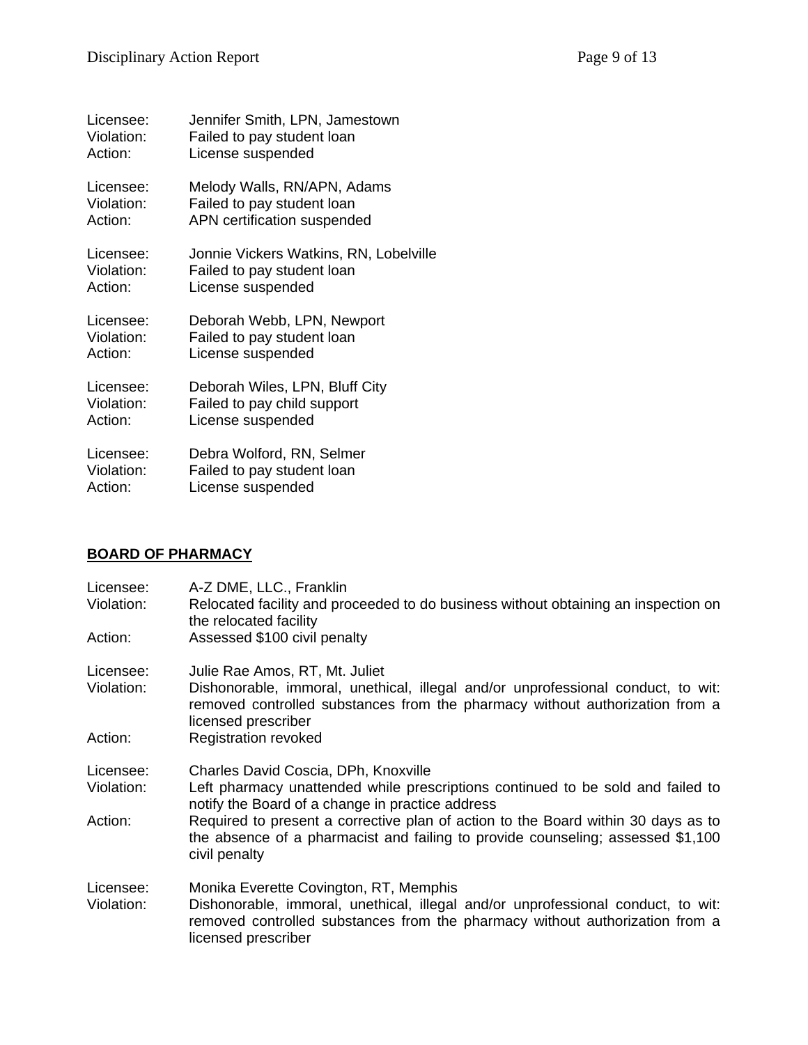Licensee: Jennifer Smith, LPN, Jamestown
Violation: Failed to pay student loan
Action: License suspended

Licensee: Melody Walls, RN/APN, Adams
Violation: Failed to pay student loan
Action: APN certification suspended

Licensee: Jonnie Vickers Watkins, RN, Lobelville
Violation: Failed to pay student loan
Action: License suspended

Licensee: Deborah Webb, LPN, Newport
Violation: Failed to pay student loan
Action: License suspended

Licensee: Deborah Wiles, LPN, Bluff City
Violation: Failed to pay child support
Action: License suspended

Licensee: Debra Wolford, RN, Selmer
Violation: Failed to pay student loan
Action: License suspended

## BOARD OF PHARMACY

Licensee: A-Z DME, LLC., Franklin
Violation: Relocated facility and proceeded to do business without obtaining an inspection on the relocated facility
Action: Assessed $100 civil penalty

Licensee: Julie Rae Amos, RT, Mt. Juliet
Violation: Dishonorable, immoral, unethical, illegal and/or unprofessional conduct, to wit: removed controlled substances from the pharmacy without authorization from a licensed prescriber
Action: Registration revoked

Licensee: Charles David Coscia, DPh, Knoxville
Violation: Left pharmacy unattended while prescriptions continued to be sold and failed to notify the Board of a change in practice address
Action: Required to present a corrective plan of action to the Board within 30 days as to the absence of a pharmacist and failing to provide counseling; assessed $1,100 civil penalty

Licensee: Monika Everette Covington, RT, Memphis
Violation: Dishonorable, immoral, unethical, illegal and/or unprofessional conduct, to wit: removed controlled substances from the pharmacy without authorization from a licensed prescriber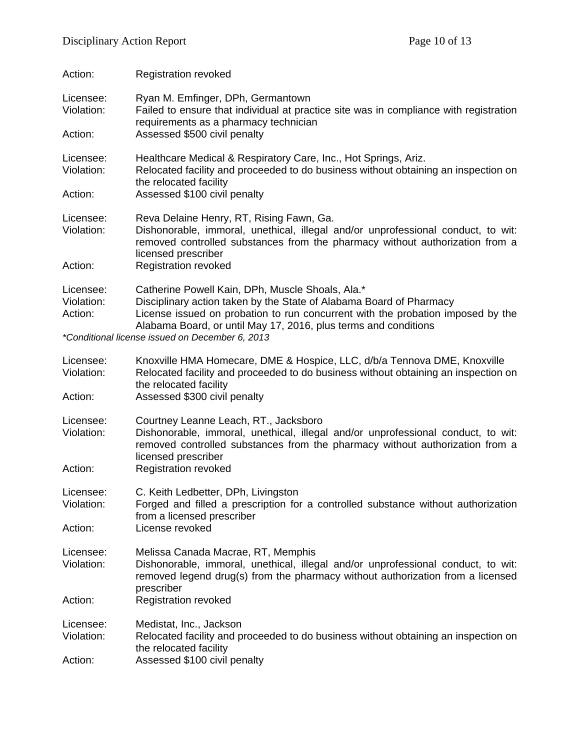Action: Registration revoked

Licensee: Ryan M. Emfinger, DPh, Germantown
Violation: Failed to ensure that individual at practice site was in compliance with registration requirements as a pharmacy technician
Action: Assessed $500 civil penalty

Licensee: Healthcare Medical & Respiratory Care, Inc., Hot Springs, Ariz.
Violation: Relocated facility and proceeded to do business without obtaining an inspection on the relocated facility
Action: Assessed $100 civil penalty

Licensee: Reva Delaine Henry, RT, Rising Fawn, Ga.
Violation: Dishonorable, immoral, unethical, illegal and/or unprofessional conduct, to wit: removed controlled substances from the pharmacy without authorization from a licensed prescriber
Action: Registration revoked

Licensee: Catherine Powell Kain, DPh, Muscle Shoals, Ala.*
Violation: Disciplinary action taken by the State of Alabama Board of Pharmacy
Action: License issued on probation to run concurrent with the probation imposed by the Alabama Board, or until May 17, 2016, plus terms and conditions

*\*Conditional license issued on December 6, 2013*

Licensee: Knoxville HMA Homecare, DME & Hospice, LLC, d/b/a Tennova DME, Knoxville
Violation: Relocated facility and proceeded to do business without obtaining an inspection on the relocated facility
Action: Assessed $300 civil penalty

Licensee: Courtney Leanne Leach, RT., Jacksboro
Violation: Dishonorable, immoral, unethical, illegal and/or unprofessional conduct, to wit: removed controlled substances from the pharmacy without authorization from a licensed prescriber
Action: Registration revoked

Licensee: C. Keith Ledbetter, DPh, Livingston
Violation: Forged and filled a prescription for a controlled substance without authorization from a licensed prescriber
Action: License revoked

Licensee: Melissa Canada Macrae, RT, Memphis
Violation: Dishonorable, immoral, unethical, illegal and/or unprofessional conduct, to wit: removed legend drug(s) from the pharmacy without authorization from a licensed prescriber
Action: Registration revoked

Licensee: Medistat, Inc., Jackson
Violation: Relocated facility and proceeded to do business without obtaining an inspection on the relocated facility
Action: Assessed $100 civil penalty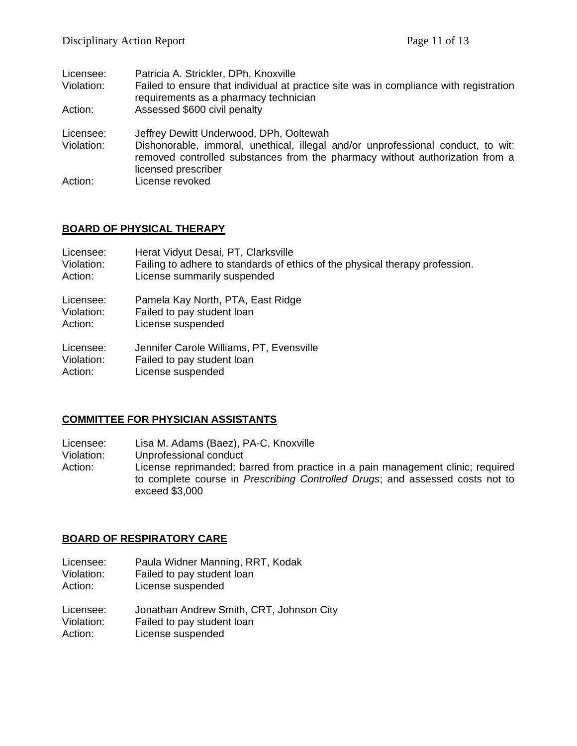Licensee: Patricia A. Strickler, DPh, Knoxville
Violation: Failed to ensure that individual at practice site was in compliance with registration requirements as a pharmacy technician
Action: Assessed $600 civil penalty

Licensee: Jeffrey Dewitt Underwood, DPh, Ooltewah
Violation: Dishonorable, immoral, unethical, illegal and/or unprofessional conduct, to wit: removed controlled substances from the pharmacy without authorization from a licensed prescriber
Action: License revoked

## BOARD OF PHYSICAL THERAPY

Licensee: Herat Vidyut Desai, PT, Clarksville
Violation: Failing to adhere to standards of ethics of the physical therapy profession.
Action: License summarily suspended

Licensee: Pamela Kay North, PTA, East Ridge
Violation: Failed to pay student loan
Action: License suspended

Licensee: Jennifer Carole Williams, PT, Evensville
Violation: Failed to pay student loan
Action: License suspended

## COMMITTEE FOR PHYSICIAN ASSISTANTS

Licensee: Lisa M. Adams (Baez), PA-C, Knoxville
Violation: Unprofessional conduct
Action: License reprimanded; barred from practice in a pain management clinic; required to complete course in *Prescribing Controlled Drugs*; and assessed costs not to exceed $3,000

## BOARD OF RESPIRATORY CARE

Licensee: Paula Widner Manning, RRT, Kodak
Violation: Failed to pay student loan
Action: License suspended

Licensee: Jonathan Andrew Smith, CRT, Johnson City
Violation: Failed to pay student loan
Action: License suspended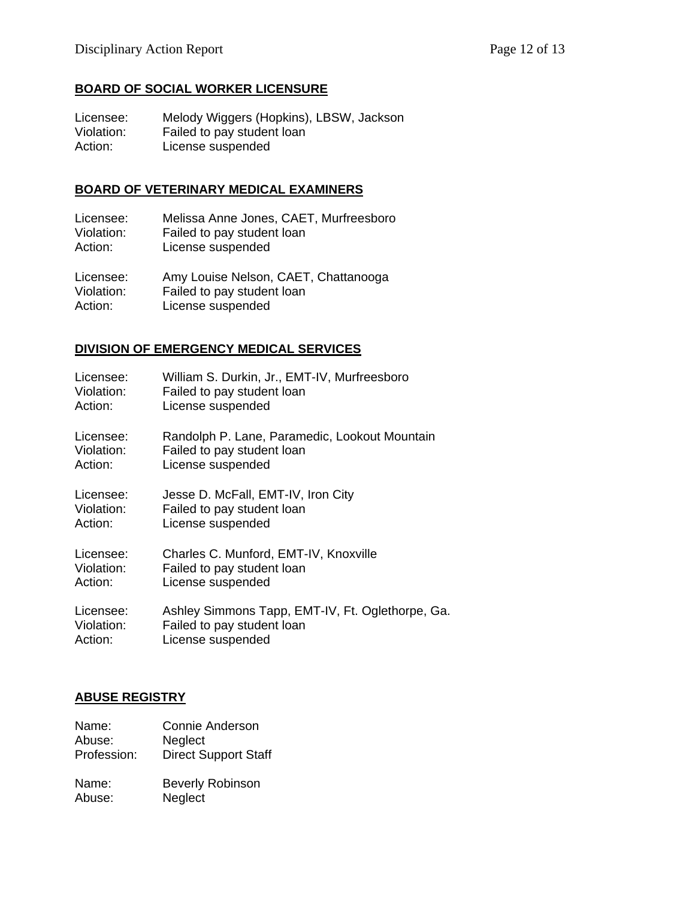**BOARD OF SOCIAL WORKER LICENSURE**

Licensee: Melody Wiggers (Hopkins), LBSW, Jackson
Violation: Failed to pay student loan
Action: License suspended

**BOARD OF VETERINARY MEDICAL EXAMINERS**

Licensee: Melissa Anne Jones, CAET, Murfreesboro
Violation: Failed to pay student loan
Action: License suspended

Licensee: Amy Louise Nelson, CAET, Chattanooga
Violation: Failed to pay student loan
Action: License suspended

**DIVISION OF EMERGENCY MEDICAL SERVICES**

Licensee: William S. Durkin, Jr., EMT-IV, Murfreesboro
Violation: Failed to pay student loan
Action: License suspended

Licensee: Randolph P. Lane, Paramedic, Lookout Mountain
Violation: Failed to pay student loan
Action: License suspended

Licensee: Jesse D. McFall, EMT-IV, Iron City
Violation: Failed to pay student loan
Action: License suspended

Licensee: Charles C. Munford, EMT-IV, Knoxville
Violation: Failed to pay student loan
Action: License suspended

Licensee: Ashley Simmons Tapp, EMT-IV, Ft. Oglethorpe, Ga.
Violation: Failed to pay student loan
Action: License suspended

**ABUSE REGISTRY**

Name: Connie Anderson
Abuse: Neglect
Profession: Direct Support Staff

Name: Beverly Robinson
Abuse: Neglect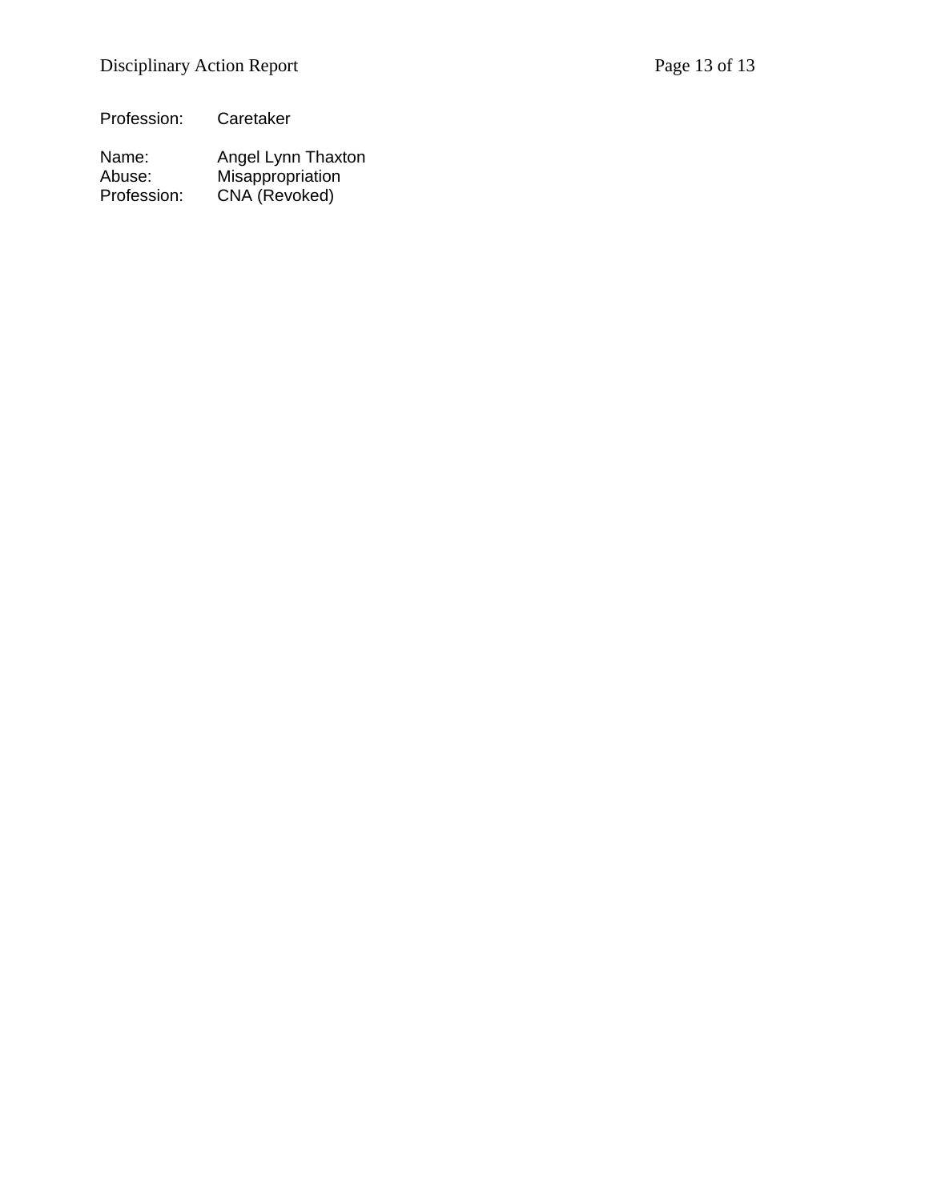Profession: Caretaker

Name: Angel Lynn Thaxton
Abuse: Misappropriation
Profession: CNA (Revoked)